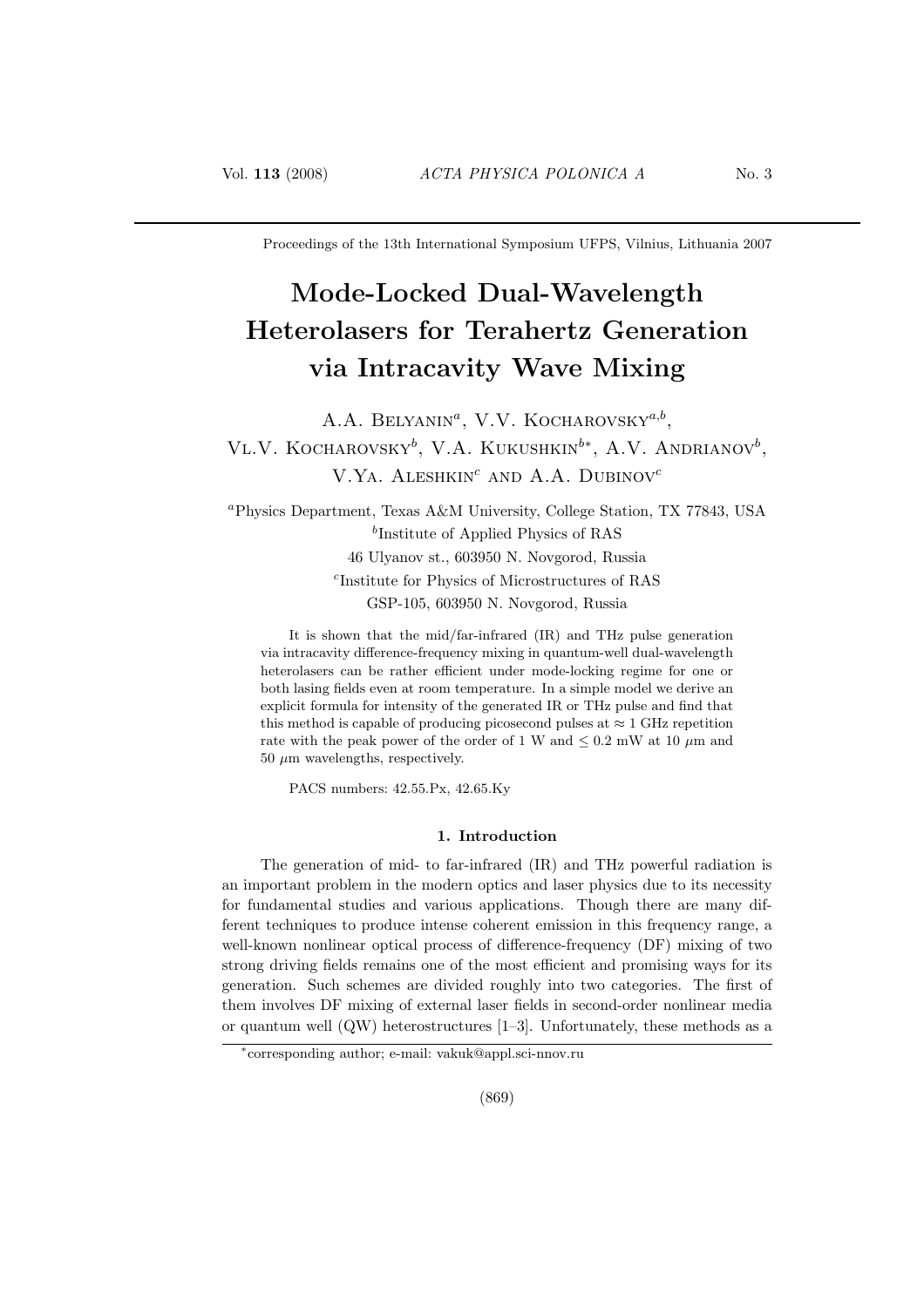Proceedings of the 13th International Symposium UFPS, Vilnius, Lithuania 2007

# Mode-Locked Dual-Wavelength Heterolasers for Terahertz Generation via Intracavity Wave Mixing

A.A. Belyanin[a], V.V. Kocharovsky[a,b], Vl.V. Kocharovsky[b], V.A. Kukushkin[b*], A.V. Andrianov[b], V.Ya. Aleshkin[c] and A.A. Dubinov[c]

[a]Physics Department, Texas A&M University, College Station, TX 77843, USA
[b]Institute of Applied Physics of RAS
46 Ulyanov st., 603950 N. Novgorod, Russia
[c]Institute for Physics of Microstructures of RAS
GSP-105, 603950 N. Novgorod, Russia

It is shown that the mid/far-infrared (IR) and THz pulse generation via intracavity difference-frequency mixing in quantum-well dual-wavelength heterolasers can be rather efficient under mode-locking regime for one or both lasing fields even at room temperature. In a simple model we derive an explicit formula for intensity of the generated IR or THz pulse and find that this method is capable of producing picosecond pulses at $\approx 1$ GHz repetition rate with the peak power of the order of 1 W and $\leq 0.2$ mW at 10 $\mu$m and 50 $\mu$m wavelengths, respectively.

PACS numbers: 42.55.Px, 42.65.Ky

## 1. Introduction

The generation of mid- to far-infrared (IR) and THz powerful radiation is an important problem in the modern optics and laser physics due to its necessity for fundamental studies and various applications. Though there are many different techniques to produce intense coherent emission in this frequency range, a well-known nonlinear optical process of difference-frequency (DF) mixing of two strong driving fields remains one of the most efficient and promising ways for its generation. Such schemes are divided roughly into two categories. The first of them involves DF mixing of external laser fields in second-order nonlinear media or quantum well (QW) heterostructures [1–3]. Unfortunately, these methods as a

*corresponding author; e-mail: vakuk@appl.sci-nnov.ru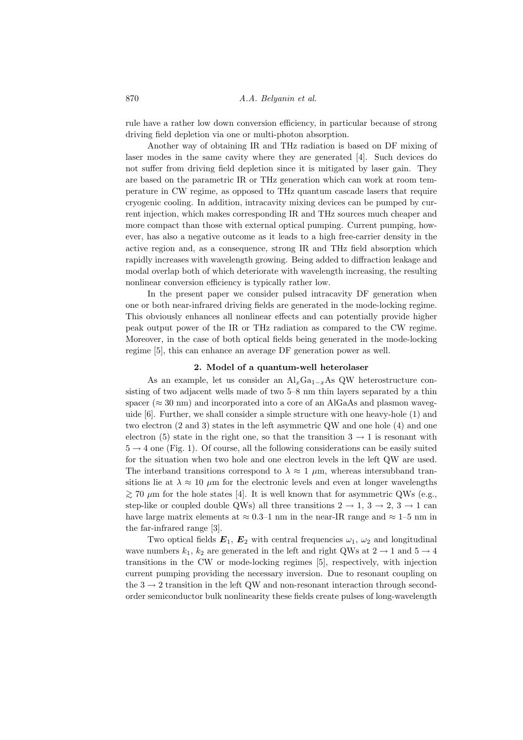rule have a rather low down conversion efficiency, in particular because of strong driving field depletion via one or multi-photon absorption.

Another way of obtaining IR and THz radiation is based on DF mixing of laser modes in the same cavity where they are generated [4]. Such devices do not suffer from driving field depletion since it is mitigated by laser gain. They are based on the parametric IR or THz generation which can work at room temperature in CW regime, as opposed to THz quantum cascade lasers that require cryogenic cooling. In addition, intracavity mixing devices can be pumped by current injection, which makes corresponding IR and THz sources much cheaper and more compact than those with external optical pumping. Current pumping, however, has also a negative outcome as it leads to a high free-carrier density in the active region and, as a consequence, strong IR and THz field absorption which rapidly increases with wavelength growing. Being added to diffraction leakage and modal overlap both of which deteriorate with wavelength increasing, the resulting nonlinear conversion efficiency is typically rather low.

In the present paper we consider pulsed intracavity DF generation when one or both near-infrared driving fields are generated in the mode-locking regime. This obviously enhances all nonlinear effects and can potentially provide higher peak output power of the IR or THz radiation as compared to the CW regime. Moreover, in the case of both optical fields being generated in the mode-locking regime [5], this can enhance an average DF generation power as well.

## 2. Model of a quantum-well heterolaser

As an example, let us consider an $\mathrm{Al}_x\mathrm{Ga}_{1-x}\mathrm{As}$ QW heterostructure consisting of two adjacent wells made of two 5–8 nm thin layers separated by a thin spacer ($\approx 30$ nm) and incorporated into a core of an AlGaAs and plasmon waveguide [6]. Further, we shall consider a simple structure with one heavy-hole (1) and two electron (2 and 3) states in the left asymmetric QW and one hole (4) and one electron (5) state in the right one, so that the transition $3 \to 1$ is resonant with $5 \to 4$ one (Fig. 1). Of course, all the following considerations can be easily suited for the situation when two hole and one electron levels in the left QW are used. The interband transitions correspond to $\lambda \approx 1$ $\mu$m, whereas intersubband transitions lie at $\lambda \approx 10$ $\mu$m for the electronic levels and even at longer wavelengths $\gtrsim 70$ $\mu$m for the hole states [4]. It is well known that for asymmetric QWs (e.g., step-like or coupled double QWs) all three transitions $2 \to 1$, $3 \to 2$, $3 \to 1$ can have large matrix elements at $\approx 0.3$–1 nm in the near-IR range and $\approx 1$–5 nm in the far-infrared range [3].

Two optical fields $\boldsymbol{E}_1$, $\boldsymbol{E}_2$ with central frequencies $\omega_1$, $\omega_2$ and longitudinal wave numbers $k_1$, $k_2$ are generated in the left and right QWs at $2 \to 1$ and $5 \to 4$ transitions in the CW or mode-locking regimes [5], respectively, with injection current pumping providing the necessary inversion. Due to resonant coupling on the $3 \to 2$ transition in the left QW and non-resonant interaction through second-order semiconductor bulk nonlinearity these fields create pulses of long-wavelength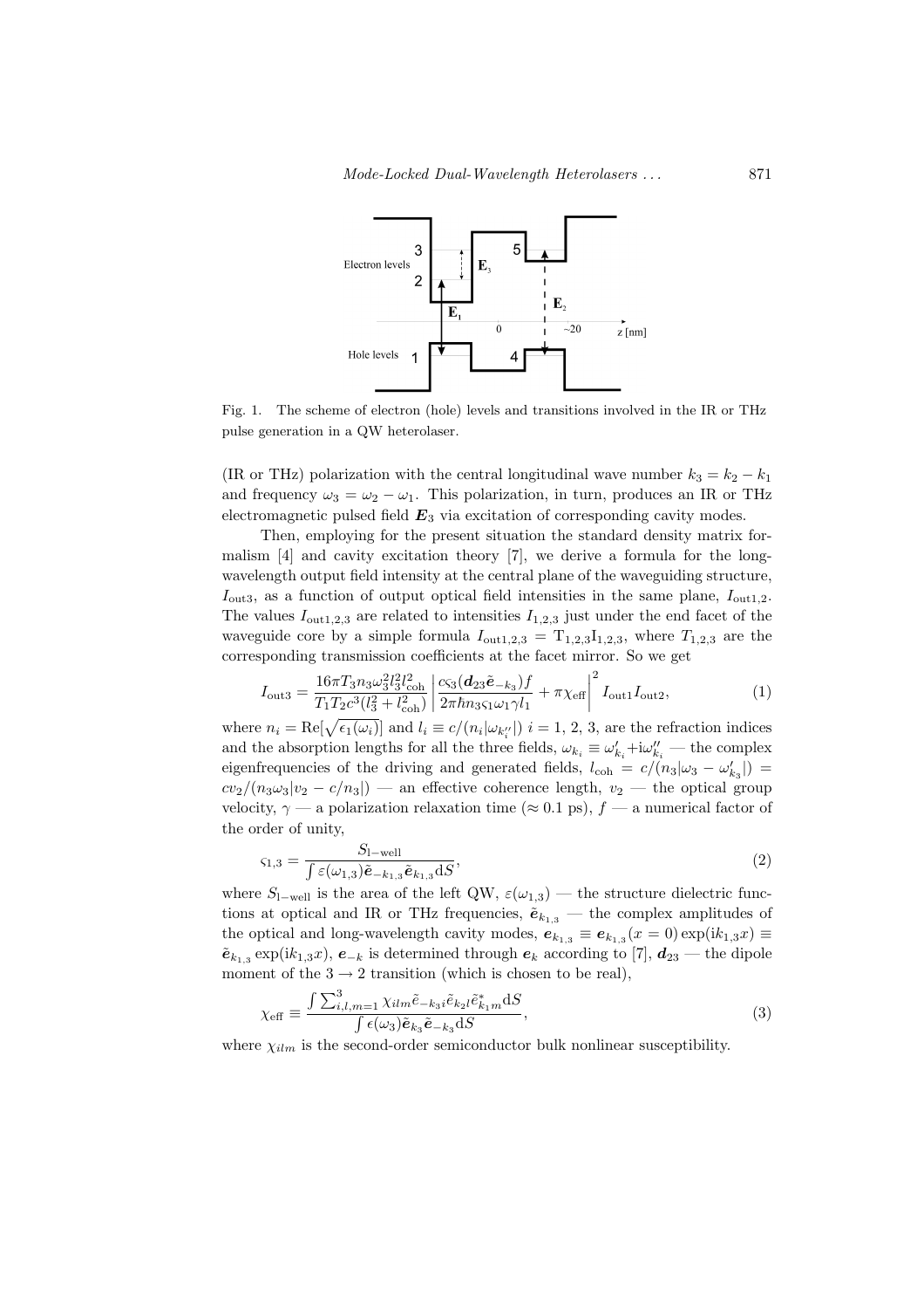Fig. 1. The scheme of electron (hole) levels and transitions involved in the IR or THz pulse generation in a QW heterolaser.

(IR or THz) polarization with the central longitudinal wave number $k_3 = k_2 - k_1$ and frequency $\omega_3 = \omega_2 - \omega_1$. This polarization, in turn, produces an IR or THz electromagnetic pulsed field $\boldsymbol{E}_3$ via excitation of corresponding cavity modes.

Then, employing for the present situation the standard density matrix formalism [4] and cavity excitation theory [7], we derive a formula for the long-wavelength output field intensity at the central plane of the waveguiding structure, $I_{\text{out3}}$, as a function of output optical field intensities in the same plane, $I_{\text{out1,2}}$. The values $I_{\text{out1,2,3}}$ are related to intensities $I_{1,2,3}$ just under the end facet of the waveguide core by a simple formula $I_{\text{out1,2,3}} = \mathrm{T}_{1,2,3}\mathrm{I}_{1,2,3}$, where $T_{1,2,3}$ are the corresponding transmission coefficients at the facet mirror. So we get

$$I_{\text{out3}} = \frac{16\pi T_3 n_3 \omega_3^2 l_3^2 l_{\text{coh}}^2}{T_1 T_2 c^3 (l_3^2 + l_{\text{coh}}^2)} \left| \frac{c\varsigma_3 (\boldsymbol{d}_{23} \tilde{\boldsymbol{e}}_{-k_3}) f}{2\pi\hbar n_3 \varsigma_1 \omega_1 \gamma l_1} + \pi\chi_{\text{eff}} \right|^2 I_{\text{out1}} I_{\text{out2}}, \tag{1}$$

where $n_i = \mathrm{Re}[\sqrt{\epsilon_1(\omega_i)}]$ and $l_i \equiv c/(n_i|\omega_{k_i''}|)$ $i = 1, 2, 3$, are the refraction indices and the absorption lengths for all the three fields, $\omega_{k_i} \equiv \omega'_{k_i} + \mathrm{i}\omega''_{k_i}$ — the complex eigenfrequencies of the driving and generated fields, $l_{\text{coh}} = c/(n_3|\omega_3 - \omega'_{k_3}|) = cv_2/(n_3\omega_3|v_2 - c/n_3|)$ — an effective coherence length, $v_2$ — the optical group velocity, $\gamma$ — a polarization relaxation time ($\approx 0.1$ ps), $f$ — a numerical factor of the order of unity,

$$\varsigma_{1,3} = \frac{S_{\text{l-well}}}{\int \varepsilon(\omega_{1,3}) \tilde{\boldsymbol{e}}_{-k_{1,3}} \tilde{\boldsymbol{e}}_{k_{1,3}} \mathrm{d}S}, \tag{2}$$

where $S_{\text{l-well}}$ is the area of the left QW, $\varepsilon(\omega_{1,3})$ — the structure dielectric functions at optical and IR or THz frequencies, $\tilde{\boldsymbol{e}}_{k_{1,3}}$ — the complex amplitudes of the optical and long-wavelength cavity modes, $\boldsymbol{e}_{k_{1,3}} \equiv \boldsymbol{e}_{k_{1,3}}(x=0)\exp(\mathrm{i}k_{1,3}x) \equiv \tilde{\boldsymbol{e}}_{k_{1,3}}\exp(\mathrm{i}k_{1,3}x)$, $\boldsymbol{e}_{-k}$ is determined through $\boldsymbol{e}_k$ according to [7], $\boldsymbol{d}_{23}$ — the dipole moment of the $3 \to 2$ transition (which is chosen to be real),

$$\chi_{\text{eff}} \equiv \frac{\int \sum_{i,l,m=1}^{3} \chi_{ilm} \tilde{e}_{-k_3 i} \tilde{e}_{k_2 l} \tilde{e}^*_{k_1 m} \mathrm{d}S}{\int \epsilon(\omega_3) \tilde{\boldsymbol{e}}_{k_3} \tilde{\boldsymbol{e}}_{-k_3} \mathrm{d}S}, \tag{3}$$

where $\chi_{ilm}$ is the second-order semiconductor bulk nonlinear susceptibility.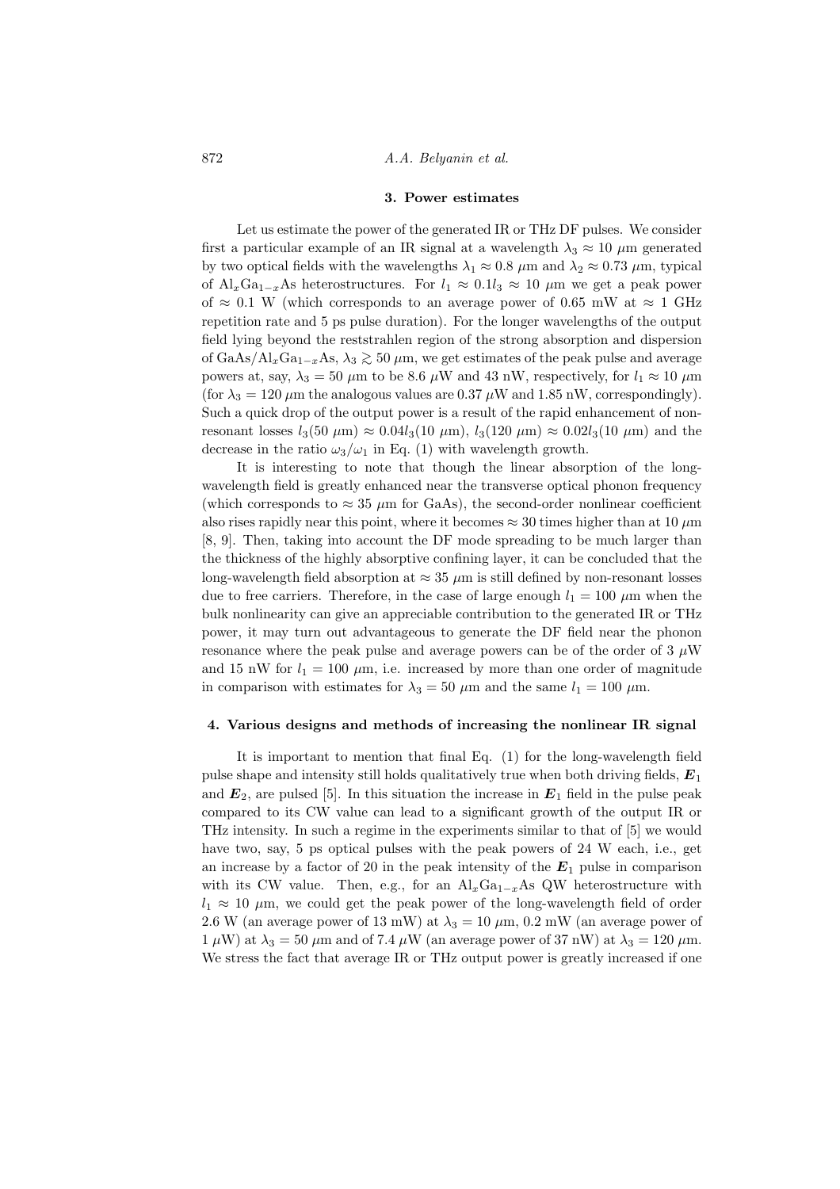### 3. Power estimates

Let us estimate the power of the generated IR or THz DF pulses. We consider first a particular example of an IR signal at a wavelength $\lambda_3 \approx 10$ $\mu$m generated by two optical fields with the wavelengths $\lambda_1 \approx 0.8$ $\mu$m and $\lambda_2 \approx 0.73$ $\mu$m, typical of $Al_xGa_{1-x}As$ heterostructures. For $l_1 \approx 0.1 l_3 \approx 10$ $\mu$m we get a peak power of $\approx 0.1$ W (which corresponds to an average power of 0.65 mW at $\approx 1$ GHz repetition rate and 5 ps pulse duration). For the longer wavelengths of the output field lying beyond the reststrahlen region of the strong absorption and dispersion of $GaAs/Al_xGa_{1-x}As$, $\lambda_3 \gtrsim 50$ $\mu$m, we get estimates of the peak pulse and average powers at, say, $\lambda_3 = 50$ $\mu$m to be 8.6 $\mu$W and 43 nW, respectively, for $l_1 \approx 10$ $\mu$m (for $\lambda_3 = 120$ $\mu$m the analogous values are 0.37 $\mu$W and 1.85 nW, correspondingly). Such a quick drop of the output power is a result of the rapid enhancement of non-resonant losses $l_3(50\ \mu\text{m}) \approx 0.04 l_3(10\ \mu\text{m})$, $l_3(120\ \mu\text{m}) \approx 0.02 l_3(10\ \mu\text{m})$ and the decrease in the ratio $\omega_3/\omega_1$ in Eq. (1) with wavelength growth.

It is interesting to note that though the linear absorption of the long-wavelength field is greatly enhanced near the transverse optical phonon frequency (which corresponds to $\approx 35$ $\mu$m for GaAs), the second-order nonlinear coefficient also rises rapidly near this point, where it becomes $\approx 30$ times higher than at 10 $\mu$m [8, 9]. Then, taking into account the DF mode spreading to be much larger than the thickness of the highly absorptive confining layer, it can be concluded that the long-wavelength field absorption at $\approx 35$ $\mu$m is still defined by non-resonant losses due to free carriers. Therefore, in the case of large enough $l_1 = 100$ $\mu$m when the bulk nonlinearity can give an appreciable contribution to the generated IR or THz power, it may turn out advantageous to generate the DF field near the phonon resonance where the peak pulse and average powers can be of the order of 3 $\mu$W and 15 nW for $l_1 = 100$ $\mu$m, i.e. increased by more than one order of magnitude in comparison with estimates for $\lambda_3 = 50$ $\mu$m and the same $l_1 = 100$ $\mu$m.

### 4. Various designs and methods of increasing the nonlinear IR signal

It is important to mention that final Eq. (1) for the long-wavelength field pulse shape and intensity still holds qualitatively true when both driving fields, $\boldsymbol{E}_1$ and $\boldsymbol{E}_2$, are pulsed [5]. In this situation the increase in $\boldsymbol{E}_1$ field in the pulse peak compared to its CW value can lead to a significant growth of the output IR or THz intensity. In such a regime in the experiments similar to that of [5] we would have two, say, 5 ps optical pulses with the peak powers of 24 W each, i.e., get an increase by a factor of 20 in the peak intensity of the $\boldsymbol{E}_1$ pulse in comparison with its CW value. Then, e.g., for an $Al_xGa_{1-x}As$ QW heterostructure with $l_1 \approx 10$ $\mu$m, we could get the peak power of the long-wavelength field of order 2.6 W (an average power of 13 mW) at $\lambda_3 = 10$ $\mu$m, 0.2 mW (an average power of 1 $\mu$W) at $\lambda_3 = 50$ $\mu$m and of 7.4 $\mu$W (an average power of 37 nW) at $\lambda_3 = 120$ $\mu$m. We stress the fact that average IR or THz output power is greatly increased if one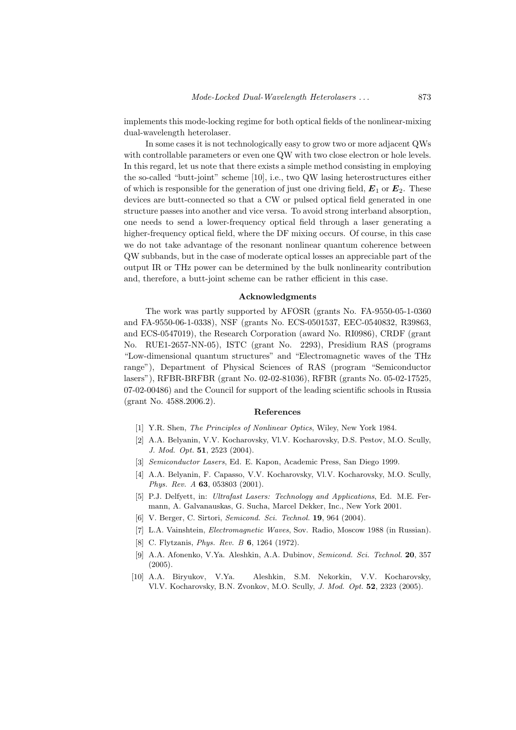implements this mode-locking regime for both optical fields of the nonlinear-mixing dual-wavelength heterolaser.

In some cases it is not technologically easy to grow two or more adjacent QWs with controllable parameters or even one QW with two close electron or hole levels. In this regard, let us note that there exists a simple method consisting in employing the so-called "butt-joint" scheme [10], i.e., two QW lasing heterostructures either of which is responsible for the generation of just one driving field, $\boldsymbol{E}_1$ or $\boldsymbol{E}_2$. These devices are butt-connected so that a CW or pulsed optical field generated in one structure passes into another and vice versa. To avoid strong interband absorption, one needs to send a lower-frequency optical field through a laser generating a higher-frequency optical field, where the DF mixing occurs. Of course, in this case we do not take advantage of the resonant nonlinear quantum coherence between QW subbands, but in the case of moderate optical losses an appreciable part of the output IR or THz power can be determined by the bulk nonlinearity contribution and, therefore, a butt-joint scheme can be rather efficient in this case.

## Acknowledgments

The work was partly supported by AFOSR (grants No. FA-9550-05-1-0360 and FA-9550-06-1-0338), NSF (grants No. ECS-0501537, EEC-0540832, R39863, and ECS-0547019), the Research Corporation (award No. RI0986), CRDF (grant No. RUE1-2657-NN-05), ISTC (grant No. 2293), Presidium RAS (programs "Low-dimensional quantum structures" and "Electromagnetic waves of the THz range"), Department of Physical Sciences of RAS (program "Semiconductor lasers"), RFBR-BRFBR (grant No. 02-02-81036), RFBR (grants No. 05-02-17525, 07-02-00486) and the Council for support of the leading scientific schools in Russia (grant No. 4588.2006.2).

## References

[1] Y.R. Shen, *The Principles of Nonlinear Optics*, Wiley, New York 1984.

[2] A.A. Belyanin, V.V. Kocharovsky, Vl.V. Kocharovsky, D.S. Pestov, M.O. Scully, *J. Mod. Opt.* **51**, 2523 (2004).

[3] *Semiconductor Lasers*, Ed. E. Kapon, Academic Press, San Diego 1999.

[4] A.A. Belyanin, F. Capasso, V.V. Kocharovsky, Vl.V. Kocharovsky, M.O. Scully, *Phys. Rev. A* **63**, 053803 (2001).

[5] P.J. Delfyett, in: *Ultrafast Lasers: Technology and Applications*, Ed. M.E. Fermann, A. Galvanauskas, G. Sucha, Marcel Dekker, Inc., New York 2001.

[6] V. Berger, C. Sirtori, *Semicond. Sci. Technol.* **19**, 964 (2004).

[7] L.A. Vainshtein, *Electromagnetic Waves*, Sov. Radio, Moscow 1988 (in Russian).

[8] C. Flytzanis, *Phys. Rev. B* **6**, 1264 (1972).

[9] A.A. Afonenko, V.Ya. Aleshkin, A.A. Dubinov, *Semicond. Sci. Technol.* **20**, 357 (2005).

[10] A.A. Biryukov, V.Ya. Aleshkin, S.M. Nekorkin, V.V. Kocharovsky, Vl.V. Kocharovsky, B.N. Zvonkov, M.O. Scully, *J. Mod. Opt.* **52**, 2323 (2005).